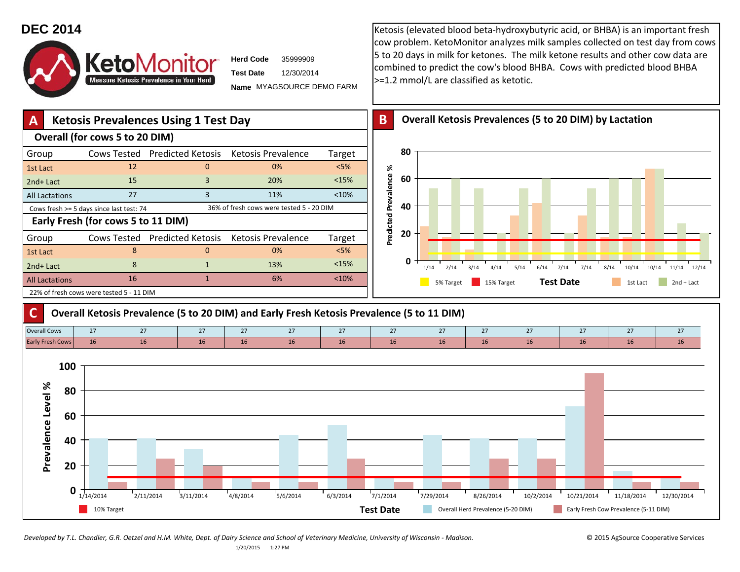# DEC 2014

KetoMonitor — Measure Ketosis Prevalence in Your Herd

**Herd Code** 35999909
**Test Date** 12/30/2014
**Name** MYAGSOURCE DEMO FARM

Ketosis (elevated blood beta-hydroxybutyric acid, or BHBA) is an important fresh cow problem. KetoMonitor analyzes milk samples collected on test day from cows 5 to 20 days in milk for ketones. The milk ketone results and other cow data are combined to predict the cow's blood BHBA. Cows with predicted blood BHBA >=1.2 mmol/L are classified as ketotic.

## A Ketosis Prevalences Using 1 Test Day

### Overall (for cows 5 to 20 DIM)

| Group | Cows Tested | Predicted Ketosis | Ketosis Prevalence | Target |
|---|---|---|---|---|
| 1st Lact | 12 | 0 | 0% | <5% |
| 2nd+ Lact | 15 | 3 | 20% | <15% |
| All Lactations | 27 | 3 | 11% | <10% |

Cows fresh >= 5 days since last test: 74 — 36% of fresh cows were tested 5 - 20 DIM

### Early Fresh (for cows 5 to 11 DIM)

| Group | Cows Tested | Predicted Ketosis | Ketosis Prevalence | Target |
|---|---|---|---|---|
| 1st Lact | 8 | 0 | 0% | <5% |
| 2nd+ Lact | 8 | 1 | 13% | <15% |
| All Lactations | 16 | 1 | 6% | <10% |

22% of fresh cows were tested 5 - 11 DIM

## B Overall Ketosis Prevalences (5 to 20 DIM) by Lactation

Predicted Prevalence % by Test Date (1/14 – 12/14); legend: 5% Target, 15% Target, 1st Lact, 2nd + Lact

## C Overall Ketosis Prevalence (5 to 20 DIM) and Early Fresh Ketosis Prevalence (5 to 11 DIM)

| | 1/14/2014 | 2/11/2014 | 3/11/2014 | 4/8/2014 | 5/6/2014 | 6/3/2014 | 7/1/2014 | 7/29/2014 | 8/26/2014 | 10/2/2014 | 10/21/2014 | 11/18/2014 | 12/30/2014 |
|---|---|---|---|---|---|---|---|---|---|---|---|---|---|
| Overall Cows | 27 | 27 | 27 | 27 | 27 | 27 | 27 | 27 | 27 | 27 | 27 | 27 | 27 |
| Early Fresh Cows | 16 | 16 | 16 | 16 | 16 | 16 | 16 | 16 | 16 | 16 | 16 | 16 | 16 |

Prevalence Level % by Test Date; legend: 10% Target, Overall Herd Prevalence (5-20 DIM), Early Fresh Cow Prevalence (5-11 DIM)

*Developed by T.L. Chandler, G.R. Oetzel and H.M. White, Dept. of Dairy Science and School of Veterinary Medicine, University of Wisconsin - Madison.*

© 2015 AgSource Cooperative Services

1/20/2015 1:27 PM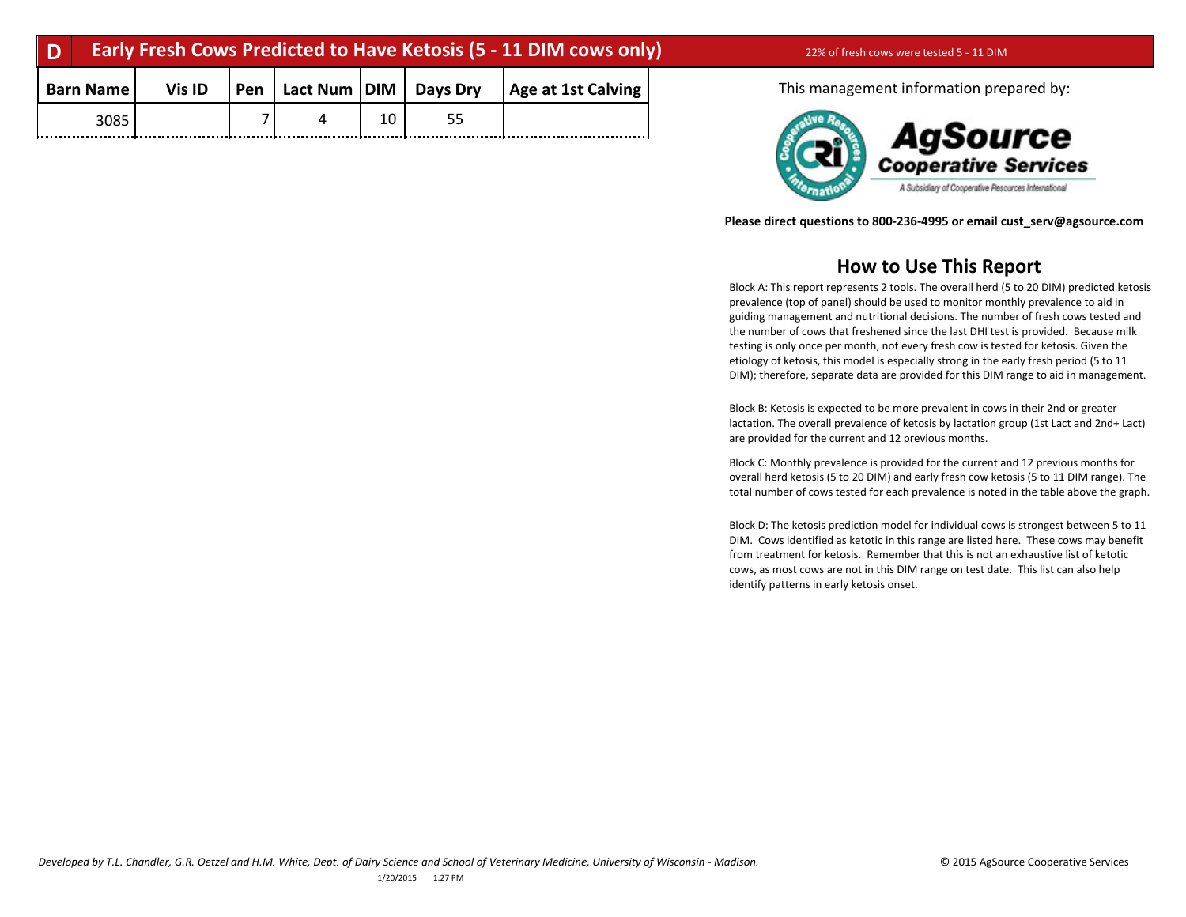## D Early Fresh Cows Predicted to Have Ketosis (5 - 11 DIM cows only)

22% of fresh cows were tested 5 - 11 DIM

| Barn Name | Vis ID | Pen | Lact Num | DIM | Days Dry | Age at 1st Calving |
|---|---|---|---|---|---|---|
| 3085 | | 7 | 4 | 10 | 55 | |

This management information prepared by:

AgSource Cooperative Services

A Subsidiary of Cooperative Resources International

**Please direct questions to 800-236-4995 or email cust_serv@agsource.com**

## How to Use This Report

Block A: This report represents 2 tools. The overall herd (5 to 20 DIM) predicted ketosis prevalence (top of panel) should be used to monitor monthly prevalence to aid in guiding management and nutritional decisions. The number of fresh cows tested and the number of cows that freshened since the last DHI test is provided. Because milk testing is only once per month, not every fresh cow is tested for ketosis. Given the etiology of ketosis, this model is especially strong in the early fresh period (5 to 11 DIM); therefore, separate data are provided for this DIM range to aid in management.

Block B: Ketosis is expected to be more prevalent in cows in their 2nd or greater lactation. The overall prevalence of ketosis by lactation group (1st Lact and 2nd+ Lact) are provided for the current and 12 previous months.

Block C: Monthly prevalence is provided for the current and 12 previous months for overall herd ketosis (5 to 20 DIM) and early fresh cow ketosis (5 to 11 DIM range). The total number of cows tested for each prevalence is noted in the table above the graph.

Block D: The ketosis prediction model for individual cows is strongest between 5 to 11 DIM. Cows identified as ketotic in this range are listed here. These cows may benefit from treatment for ketosis. Remember that this is not an exhaustive list of ketotic cows, as most cows are not in this DIM range on test date. This list can also help identify patterns in early ketosis onset.

*Developed by T.L. Chandler, G.R. Oetzel and H.M. White, Dept. of Dairy Science and School of Veterinary Medicine, University of Wisconsin - Madison.*

© 2015 AgSource Cooperative Services

1/20/2015 1:27 PM